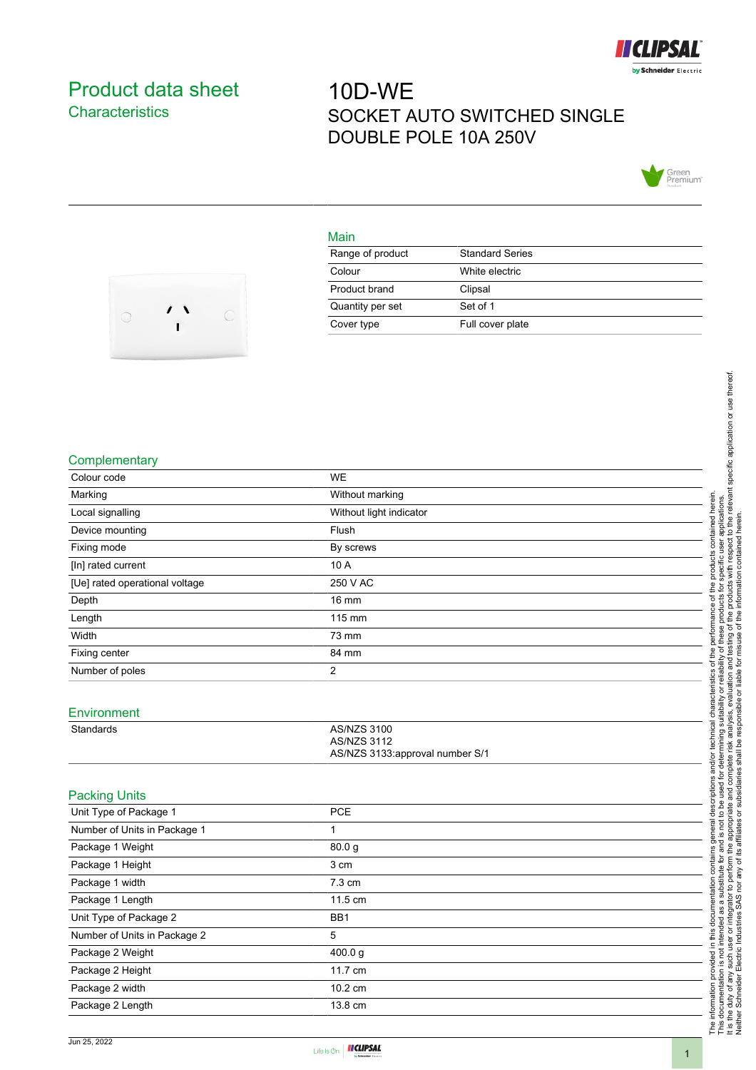# Product data sheet
## Characteristics

# 10D-WE
## SOCKET AUTO SWITCHED SINGLE DOUBLE POLE 10A 250V

### Main

| | |
|---|---|
| Range of product | Standard Series |
| Colour | White electric |
| Product brand | Clipsal |
| Quantity per set | Set of 1 |
| Cover type | Full cover plate |

### Complementary

| | |
|---|---|
| Colour code | WE |
| Marking | Without marking |
| Local signalling | Without light indicator |
| Device mounting | Flush |
| Fixing mode | By screws |
| [In] rated current | 10 A |
| [Ue] rated operational voltage | 250 V AC |
| Depth | 16 mm |
| Length | 115 mm |
| Width | 73 mm |
| Fixing center | 84 mm |
| Number of poles | 2 |

### Environment

| | |
|---|---|
| Standards | AS/NZS 3100<br>AS/NZS 3112<br>AS/NZS 3133:approval number S/1 |

### Packing Units

| | |
|---|---|
| Unit Type of Package 1 | PCE |
| Number of Units in Package 1 | 1 |
| Package 1 Weight | 80.0 g |
| Package 1 Height | 3 cm |
| Package 1 width | 7.3 cm |
| Package 1 Length | 11.5 cm |
| Unit Type of Package 2 | BB1 |
| Number of Units in Package 2 | 5 |
| Package 2 Weight | 400.0 g |
| Package 2 Height | 11.7 cm |
| Package 2 width | 10.2 cm |
| Package 2 Length | 13.8 cm |

The information provided in this documentation contains general descriptions and/or technical characteristics of the performance of the products contained herein.
This documentation is not intended as a substitute for and is not to be used for determining suitability or reliability of these products for specific user applications.
It is the duty of any such user or integrator to perform the appropriate and complete risk analysis, evaluation and testing of the products with respect to the relevant specific application or use thereof.
Neither Schneider Electric Industries SAS nor any of its affiliates or subsidiaries shall be responsible or liable for misuse of the information contained herein.

Jun 25, 2022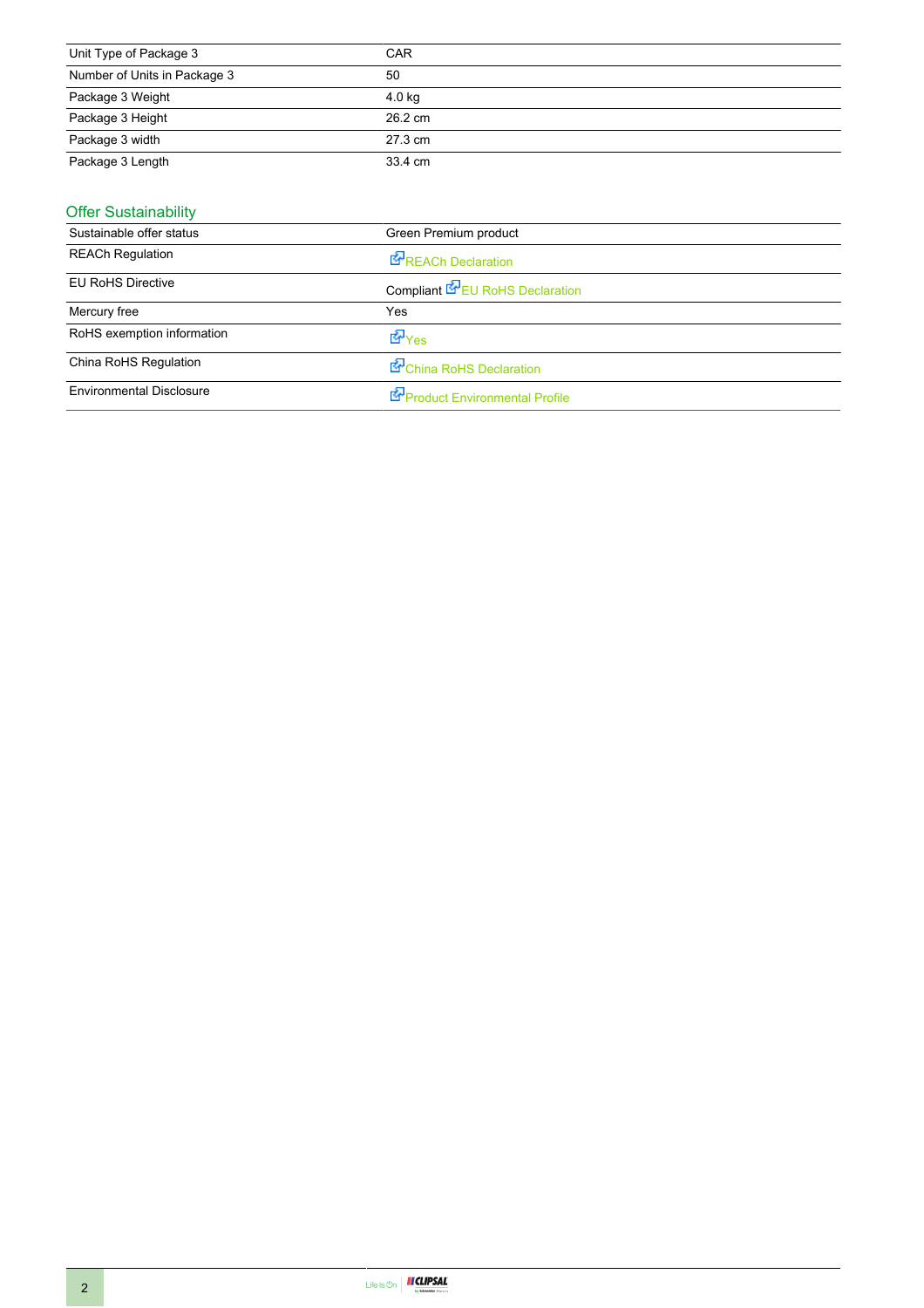| | |
|---|---|
| Unit Type of Package 3 | CAR |
| Number of Units in Package 3 | 50 |
| Package 3 Weight | 4.0 kg |
| Package 3 Height | 26.2 cm |
| Package 3 width | 27.3 cm |
| Package 3 Length | 33.4 cm |

## Offer Sustainability

| | |
|---|---|
| Sustainable offer status | Green Premium product |
| REACh Regulation | REACh Declaration |
| EU RoHS Directive | Compliant EU RoHS Declaration |
| Mercury free | Yes |
| RoHS exemption information | Yes |
| China RoHS Regulation | China RoHS Declaration |
| Environmental Disclosure | Product Environmental Profile |